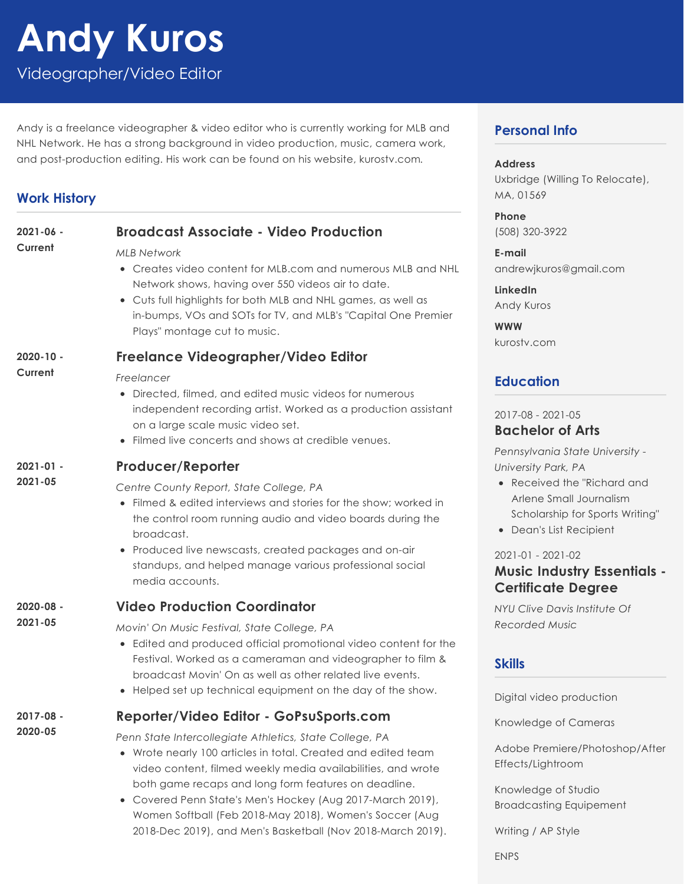# Andy Kuros

Videographer/Video Editor

Andy is a freelance videographer & video editor who is currently working for MLB and NHL Network. He has a strong background in video production, music, camera work, and post-production editing. His work can be found on his website, kurostv.com.

## Work History

**2021-06 - Current**

### Broadcast Associate - Video Production

*MLB Network*

- Creates video content for MLB.com and numerous MLB and NHL Network shows, having over 550 videos air to date.
- Cuts full highlights for both MLB and NHL games, as well as in-bumps, VOs and SOTs for TV, and MLB's "Capital One Premier Plays" montage cut to music.

**2020-10 - Current**

### Freelance Videographer/Video Editor

*Freelancer*

- Directed, filmed, and edited music videos for numerous independent recording artist. Worked as a production assistant on a large scale music video set.
- Filmed live concerts and shows at credible venues.

**2021-01 - 2021-05**

### Producer/Reporter

*Centre County Report, State College, PA*

- Filmed & edited interviews and stories for the show; worked in the control room running audio and video boards during the broadcast.
- Produced live newscasts, created packages and on-air standups, and helped manage various professional social media accounts.

**2020-08 - 2021-05**

### Video Production Coordinator

*Movin' On Music Festival, State College, PA*

- Edited and produced official promotional video content for the Festival. Worked as a cameraman and videographer to film & broadcast Movin' On as well as other related live events.
- Helped set up technical equipment on the day of the show.

**2017-08 - 2020-05**

### Reporter/Video Editor - GoPsuSports.com

*Penn State Intercollegiate Athletics, State College, PA*

- Wrote nearly 100 articles in total. Created and edited team video content, filmed weekly media availabilities, and wrote both game recaps and long form features on deadline.
- Covered Penn State's Men's Hockey (Aug 2017-March 2019), Women Softball (Feb 2018-May 2018), Women's Soccer (Aug 2018-Dec 2019), and Men's Basketball (Nov 2018-March 2019).

## Personal Info

**Address**
Uxbridge (Willing To Relocate), MA, 01569

**Phone**
(508) 320-3922

**E-mail**
andrewjkuros@gmail.com

**LinkedIn**
Andy Kuros

**WWW**
kurostv.com

## Education

2017-08 - 2021-05

### Bachelor of Arts

*Pennsylvania State University - University Park, PA*

- Received the "Richard and Arlene Small Journalism Scholarship for Sports Writing"
- Dean's List Recipient

2021-01 - 2021-02

### Music Industry Essentials - Certificate Degree

*NYU Clive Davis Institute Of Recorded Music*

## Skills

Digital video production

Knowledge of Cameras

Adobe Premiere/Photoshop/After Effects/Lightroom

Knowledge of Studio Broadcasting Equipement

Writing / AP Style

ENPS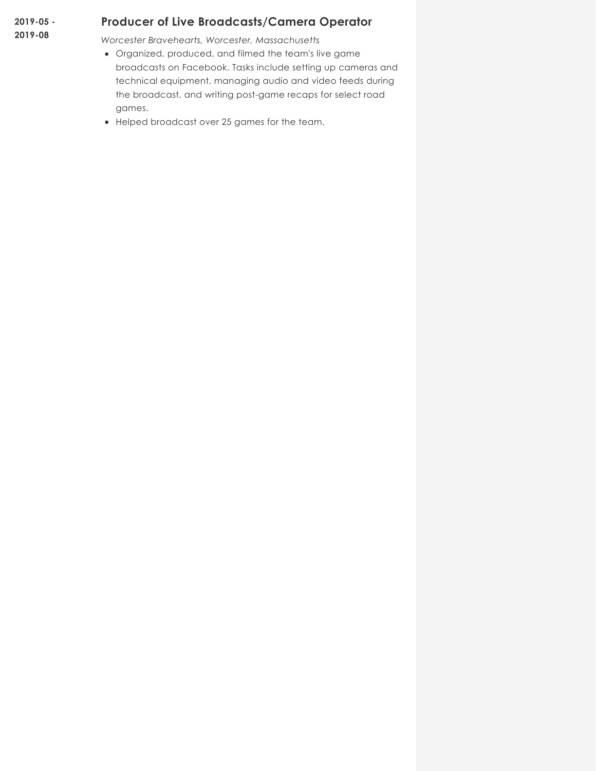2019-05 - 2019-08

### Producer of Live Broadcasts/Camera Operator

*Worcester Bravehearts, Worcester, Massachusetts*

- Organized, produced, and filmed the team's live game broadcasts on Facebook. Tasks include setting up cameras and technical equipment, managing audio and video feeds during the broadcast, and writing post-game recaps for select road games.
- Helped broadcast over 25 games for the team.